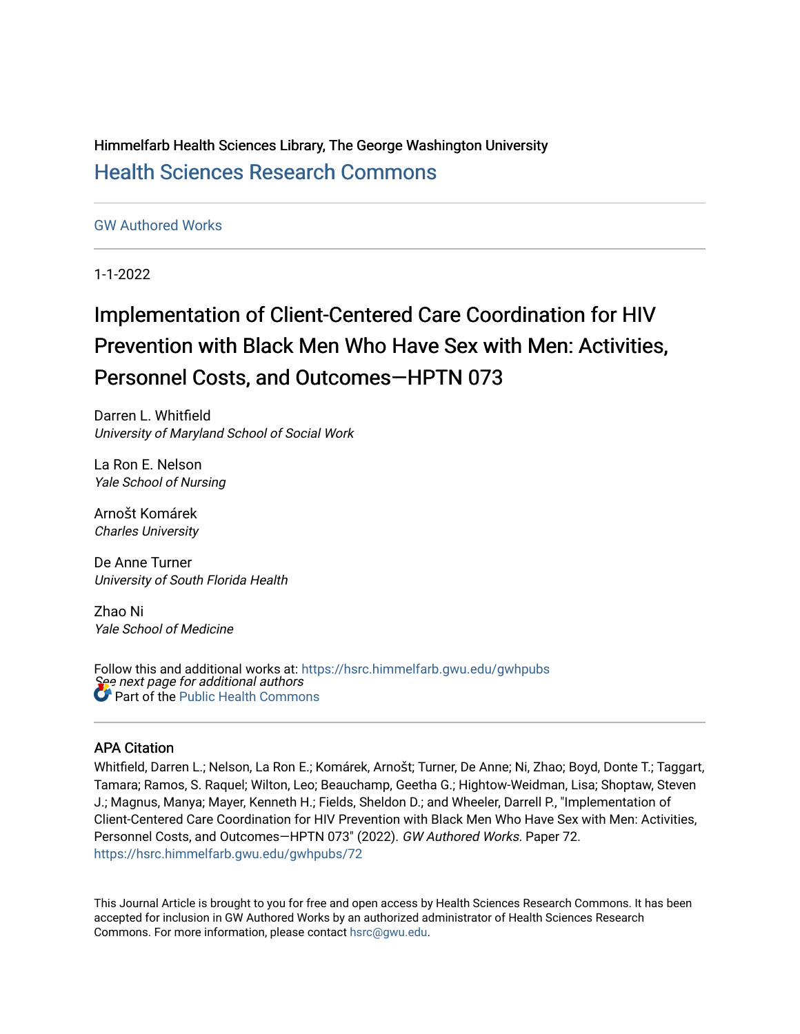Himmelfarb Health Sciences Library, The George Washington University

## Health Sciences Research Commons

GW Authored Works

1-1-2022

# Implementation of Client-Centered Care Coordination for HIV Prevention with Black Men Who Have Sex with Men: Activities, Personnel Costs, and Outcomes—HPTN 073

Darren L. Whitfield
*University of Maryland School of Social Work*

La Ron E. Nelson
*Yale School of Nursing*

Arnošt Komárek
*Charles University*

De Anne Turner
*University of South Florida Health*

Zhao Ni
*Yale School of Medicine*

Follow this and additional works at: https://hsrc.himmelfarb.gwu.edu/gwhpubs

*See next page for additional authors*

Part of the Public Health Commons

### APA Citation

Whitfield, Darren L.; Nelson, La Ron E.; Komárek, Arnošt; Turner, De Anne; Ni, Zhao; Boyd, Donte T.; Taggart, Tamara; Ramos, S. Raquel; Wilton, Leo; Beauchamp, Geetha G.; Hightow-Weidman, Lisa; Shoptaw, Steven J.; Magnus, Manya; Mayer, Kenneth H.; Fields, Sheldon D.; and Wheeler, Darrell P., "Implementation of Client-Centered Care Coordination for HIV Prevention with Black Men Who Have Sex with Men: Activities, Personnel Costs, and Outcomes—HPTN 073" (2022). *GW Authored Works*. Paper 72.
https://hsrc.himmelfarb.gwu.edu/gwhpubs/72

This Journal Article is brought to you for free and open access by Health Sciences Research Commons. It has been accepted for inclusion in GW Authored Works by an authorized administrator of Health Sciences Research Commons. For more information, please contact hsrc@gwu.edu.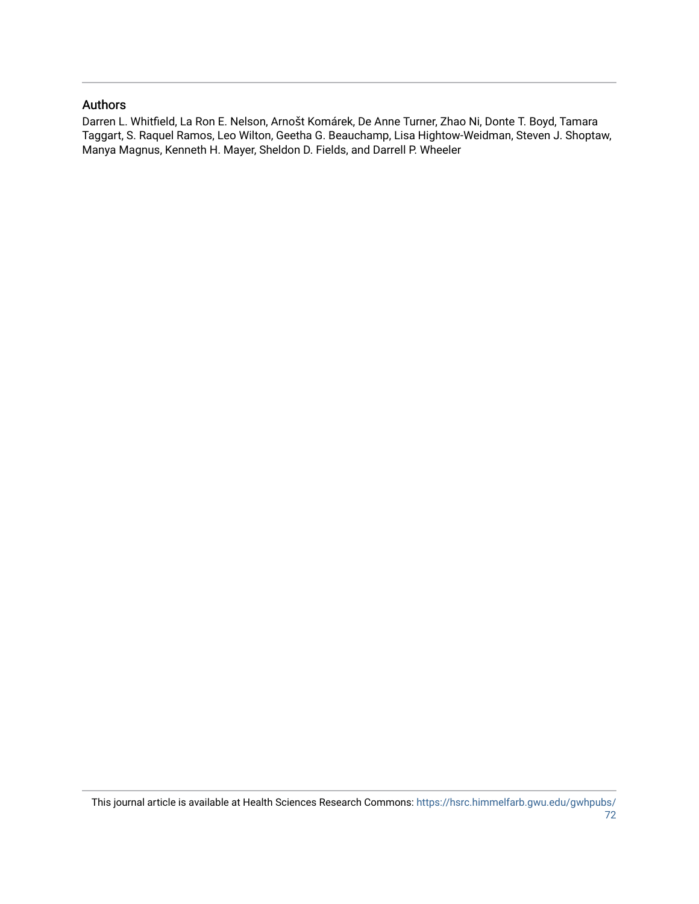## Authors

Darren L. Whitfield, La Ron E. Nelson, Arnošt Komárek, De Anne Turner, Zhao Ni, Donte T. Boyd, Tamara Taggart, S. Raquel Ramos, Leo Wilton, Geetha G. Beauchamp, Lisa Hightow-Weidman, Steven J. Shoptaw, Manya Magnus, Kenneth H. Mayer, Sheldon D. Fields, and Darrell P. Wheeler

This journal article is available at Health Sciences Research Commons: https://hsrc.himmelfarb.gwu.edu/gwhpubs/72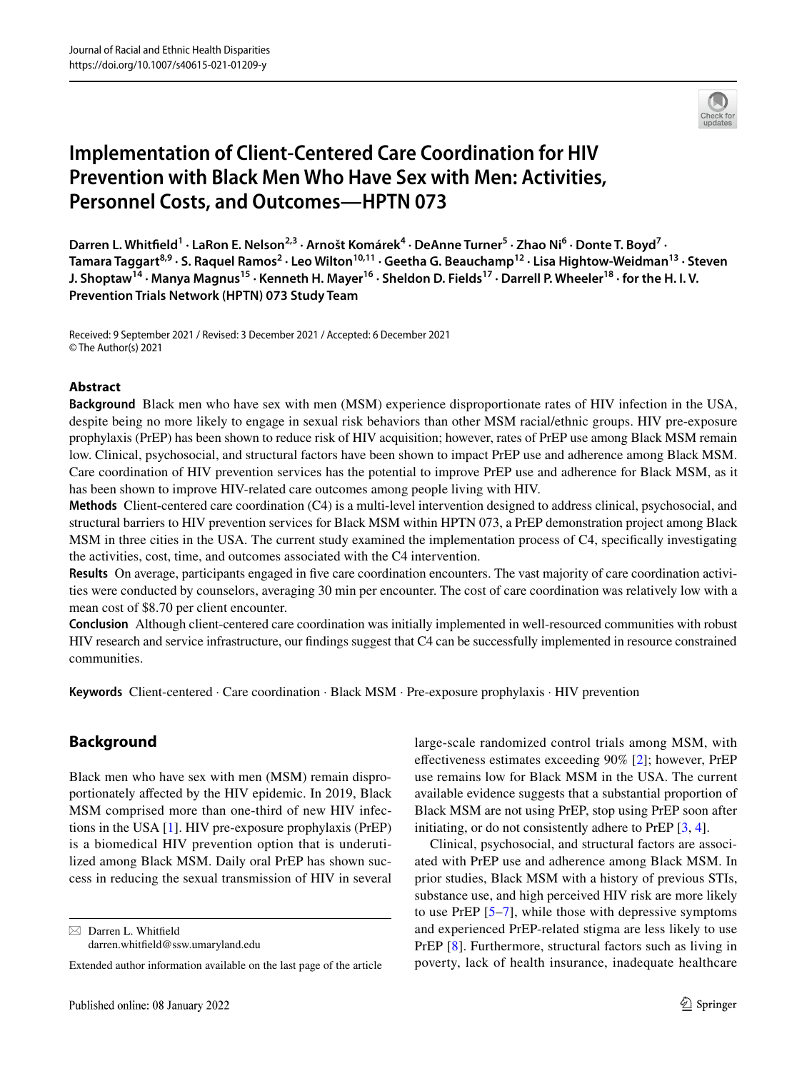# Implementation of Client-Centered Care Coordination for HIV Prevention with Black Men Who Have Sex with Men: Activities, Personnel Costs, and Outcomes—HPTN 073

**Darren L. Whitfield[1] · LaRon E. Nelson[2,3] · Arnošt Komárek[4] · DeAnne Turner[5] · Zhao Ni[6] · Donte T. Boyd[7] · Tamara Taggart[8,9] · S. Raquel Ramos[2] · Leo Wilton[10,11] · Geetha G. Beauchamp[12] · Lisa Hightow-Weidman[13] · Steven J. Shoptaw[14] · Manya Magnus[15] · Kenneth H. Mayer[16] · Sheldon D. Fields[17] · Darrell P. Wheeler[18] · for the H. I. V. Prevention Trials Network (HPTN) 073 Study Team**

Received: 9 September 2021 / Revised: 3 December 2021 / Accepted: 6 December 2021
© The Author(s) 2021

## Abstract

**Background** Black men who have sex with men (MSM) experience disproportionate rates of HIV infection in the USA, despite being no more likely to engage in sexual risk behaviors than other MSM racial/ethnic groups. HIV pre-exposure prophylaxis (PrEP) has been shown to reduce risk of HIV acquisition; however, rates of PrEP use among Black MSM remain low. Clinical, psychosocial, and structural factors have been shown to impact PrEP use and adherence among Black MSM. Care coordination of HIV prevention services has the potential to improve PrEP use and adherence for Black MSM, as it has been shown to improve HIV-related care outcomes among people living with HIV.

**Methods** Client-centered care coordination (C4) is a multi-level intervention designed to address clinical, psychosocial, and structural barriers to HIV prevention services for Black MSM within HPTN 073, a PrEP demonstration project among Black MSM in three cities in the USA. The current study examined the implementation process of C4, specifically investigating the activities, cost, time, and outcomes associated with the C4 intervention.

**Results** On average, participants engaged in five care coordination encounters. The vast majority of care coordination activities were conducted by counselors, averaging 30 min per encounter. The cost of care coordination was relatively low with a mean cost of $8.70 per client encounter.

**Conclusion** Although client-centered care coordination was initially implemented in well-resourced communities with robust HIV research and service infrastructure, our findings suggest that C4 can be successfully implemented in resource constrained communities.

**Keywords** Client-centered · Care coordination · Black MSM · Pre-exposure prophylaxis · HIV prevention

## Background

Black men who have sex with men (MSM) remain disproportionately affected by the HIV epidemic. In 2019, Black MSM comprised more than one-third of new HIV infections in the USA [1]. HIV pre-exposure prophylaxis (PrEP) is a biomedical HIV prevention option that is underutilized among Black MSM. Daily oral PrEP has shown success in reducing the sexual transmission of HIV in several large-scale randomized control trials among MSM, with effectiveness estimates exceeding 90% [2]; however, PrEP use remains low for Black MSM in the USA. The current available evidence suggests that a substantial proportion of Black MSM are not using PrEP, stop using PrEP soon after initiating, or do not consistently adhere to PrEP [3, 4].

Clinical, psychosocial, and structural factors are associated with PrEP use and adherence among Black MSM. In prior studies, Black MSM with a history of previous STIs, substance use, and high perceived HIV risk are more likely to use PrEP [5–7], while those with depressive symptoms and experienced PrEP-related stigma are less likely to use PrEP [8]. Furthermore, structural factors such as living in poverty, lack of health insurance, inadequate healthcare

✉ Darren L. Whitfield
darren.whitfield@ssw.umaryland.edu

Extended author information available on the last page of the article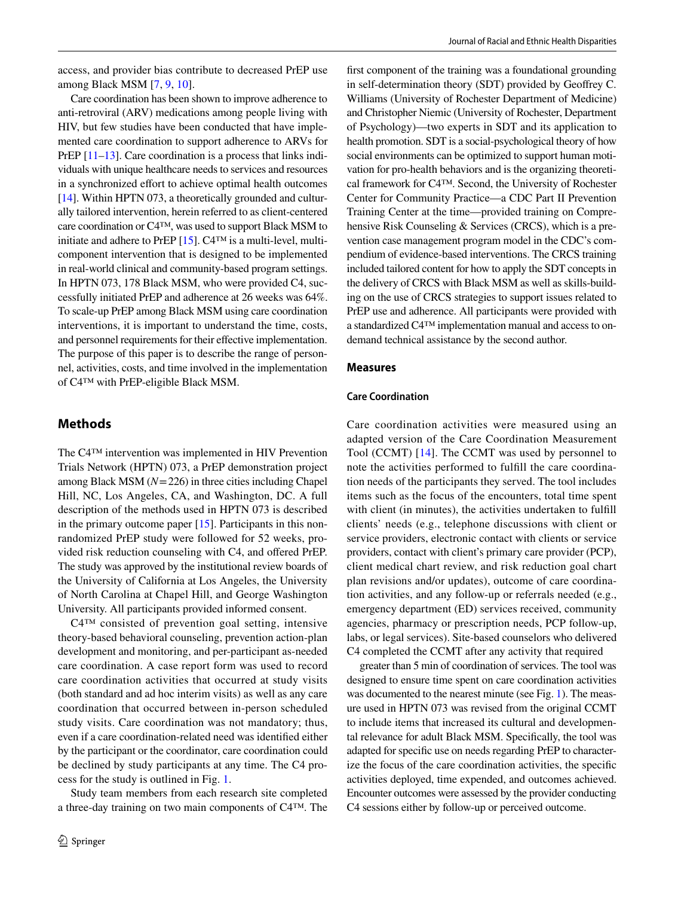access, and provider bias contribute to decreased PrEP use among Black MSM [7, 9, 10].

Care coordination has been shown to improve adherence to anti-retroviral (ARV) medications among people living with HIV, but few studies have been conducted that have implemented care coordination to support adherence to ARVs for PrEP [11–13]. Care coordination is a process that links individuals with unique healthcare needs to services and resources in a synchronized effort to achieve optimal health outcomes [14]. Within HPTN 073, a theoretically grounded and culturally tailored intervention, herein referred to as client-centered care coordination or C4™, was used to support Black MSM to initiate and adhere to PrEP [15]. C4™ is a multi-level, multi-component intervention that is designed to be implemented in real-world clinical and community-based program settings. In HPTN 073, 178 Black MSM, who were provided C4, successfully initiated PrEP and adherence at 26 weeks was 64%. To scale-up PrEP among Black MSM using care coordination interventions, it is important to understand the time, costs, and personnel requirements for their effective implementation. The purpose of this paper is to describe the range of personnel, activities, costs, and time involved in the implementation of C4™ with PrEP-eligible Black MSM.

## Methods

The C4™ intervention was implemented in HIV Prevention Trials Network (HPTN) 073, a PrEP demonstration project among Black MSM ($N=226$) in three cities including Chapel Hill, NC, Los Angeles, CA, and Washington, DC. A full description of the methods used in HPTN 073 is described in the primary outcome paper [15]. Participants in this non-randomized PrEP study were followed for 52 weeks, provided risk reduction counseling with C4, and offered PrEP. The study was approved by the institutional review boards of the University of California at Los Angeles, the University of North Carolina at Chapel Hill, and George Washington University. All participants provided informed consent.

C4™ consisted of prevention goal setting, intensive theory-based behavioral counseling, prevention action-plan development and monitoring, and per-participant as-needed care coordination. A case report form was used to record care coordination activities that occurred at study visits (both standard and ad hoc interim visits) as well as any care coordination that occurred between in-person scheduled study visits. Care coordination was not mandatory; thus, even if a care coordination-related need was identified either by the participant or the coordinator, care coordination could be declined by study participants at any time. The C4 process for the study is outlined in Fig. 1.

Study team members from each research site completed a three-day training on two main components of C4™. The first component of the training was a foundational grounding in self-determination theory (SDT) provided by Geoffrey C. Williams (University of Rochester Department of Medicine) and Christopher Niemic (University of Rochester, Department of Psychology)—two experts in SDT and its application to health promotion. SDT is a social-psychological theory of how social environments can be optimized to support human motivation for pro-health behaviors and is the organizing theoretical framework for C4™. Second, the University of Rochester Center for Community Practice—a CDC Part II Prevention Training Center at the time—provided training on Comprehensive Risk Counseling & Services (CRCS), which is a prevention case management program model in the CDC's compendium of evidence-based interventions. The CRCS training included tailored content for how to apply the SDT concepts in the delivery of CRCS with Black MSM as well as skills-building on the use of CRCS strategies to support issues related to PrEP use and adherence. All participants were provided with a standardized C4™ implementation manual and access to on-demand technical assistance by the second author.

### Measures

#### Care Coordination

Care coordination activities were measured using an adapted version of the Care Coordination Measurement Tool (CCMT) [14]. The CCMT was used by personnel to note the activities performed to fulfill the care coordination needs of the participants they served. The tool includes items such as the focus of the encounters, total time spent with client (in minutes), the activities undertaken to fulfill clients' needs (e.g., telephone discussions with client or service providers, electronic contact with clients or service providers, contact with client's primary care provider (PCP), client medical chart review, and risk reduction goal chart plan revisions and/or updates), outcome of care coordination activities, and any follow-up or referrals needed (e.g., emergency department (ED) services received, community agencies, pharmacy or prescription needs, PCP follow-up, labs, or legal services). Site-based counselors who delivered C4 completed the CCMT after any activity that required greater than 5 min of coordination of services. The tool was designed to ensure time spent on care coordination activities was documented to the nearest minute (see Fig. 1). The measure used in HPTN 073 was revised from the original CCMT to include items that increased its cultural and developmental relevance for adult Black MSM. Specifically, the tool was adapted for specific use on needs regarding PrEP to characterize the focus of the care coordination activities, the specific activities deployed, time expended, and outcomes achieved. Encounter outcomes were assessed by the provider conducting C4 sessions either by follow-up or perceived outcome.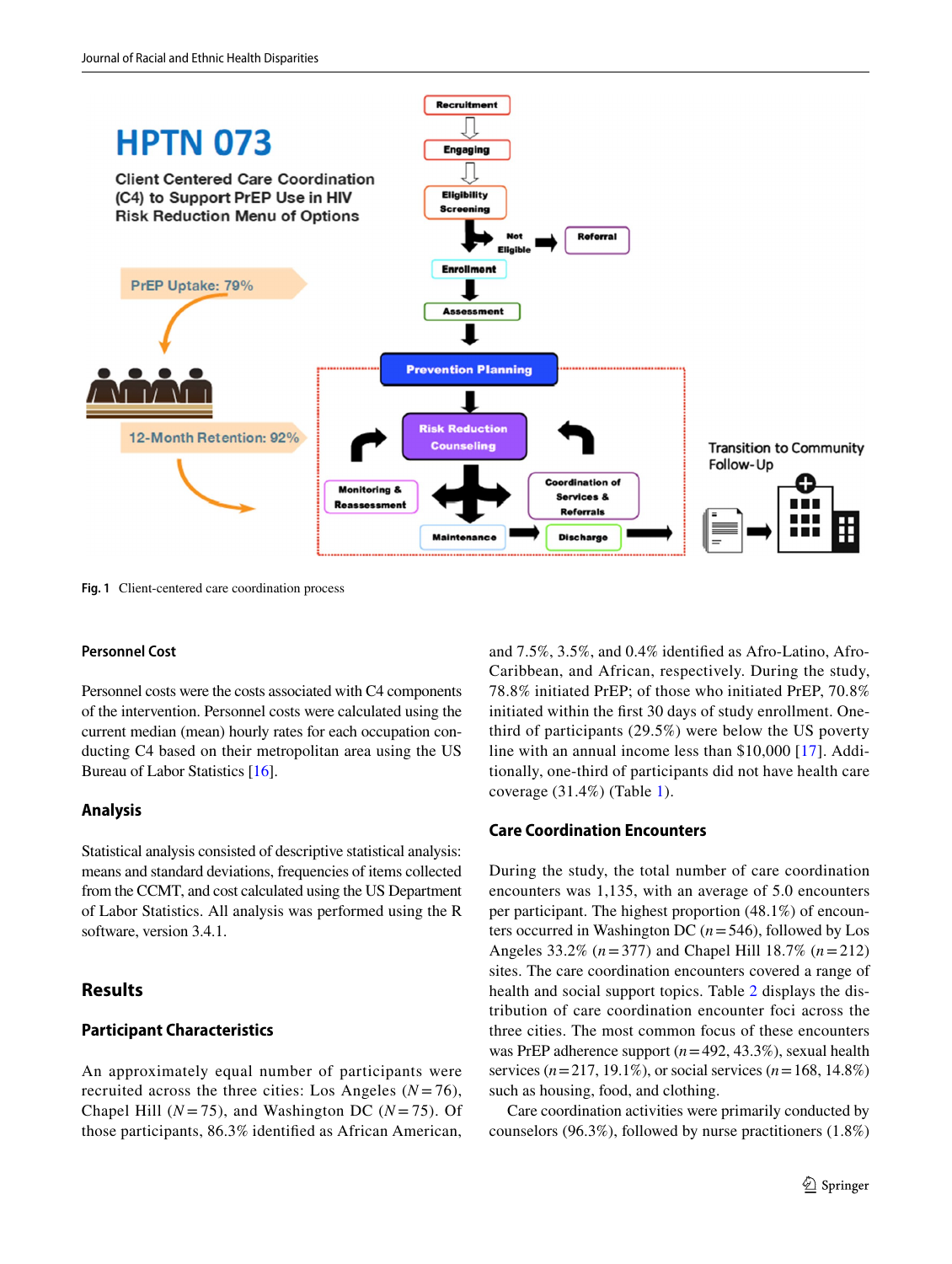HPTN 073

Client Centered Care Coordination (C4) to Support PrEP Use in HIV Risk Reduction Menu of Options

PrEP Uptake: 79%

12-Month Retention: 92%

Recruitment

Engaging

Eligibility Screening

Not Eligible

Referral

Enrollment

Assessment

Prevention Planning

Risk Reduction Counseling

Monitoring & Reassessment

Coordination of Services & Referrals

Maintenance

Discharge

Transition to Community Follow-Up

**Fig. 1** Client-centered care coordination process

### Personnel Cost

Personnel costs were the costs associated with C4 components of the intervention. Personnel costs were calculated using the current median (mean) hourly rates for each occupation conducting C4 based on their metropolitan area using the US Bureau of Labor Statistics [16].

### Analysis

Statistical analysis consisted of descriptive statistical analysis: means and standard deviations, frequencies of items collected from the CCMT, and cost calculated using the US Department of Labor Statistics. All analysis was performed using the R software, version 3.4.1.

## Results

### Participant Characteristics

An approximately equal number of participants were recruited across the three cities: Los Angeles ($N=76$), Chapel Hill ($N=75$), and Washington DC ($N=75$). Of those participants, 86.3% identified as African American, and 7.5%, 3.5%, and 0.4% identified as Afro-Latino, Afro-Caribbean, and African, respectively. During the study, 78.8% initiated PrEP; of those who initiated PrEP, 70.8% initiated within the first 30 days of study enrollment. One-third of participants (29.5%) were below the US poverty line with an annual income less than \$10,000 [17]. Additionally, one-third of participants did not have health care coverage (31.4%) (Table 1).

### Care Coordination Encounters

During the study, the total number of care coordination encounters was 1,135, with an average of 5.0 encounters per participant. The highest proportion (48.1%) of encounters occurred in Washington DC ($n=546$), followed by Los Angeles 33.2% ($n=377$) and Chapel Hill 18.7% ($n=212$) sites. The care coordination encounters covered a range of health and social support topics. Table 2 displays the distribution of care coordination encounter foci across the three cities. The most common focus of these encounters was PrEP adherence support ($n=492$, 43.3%), sexual health services ($n=217$, 19.1%), or social services ($n=168$, 14.8%) such as housing, food, and clothing.

Care coordination activities were primarily conducted by counselors (96.3%), followed by nurse practitioners (1.8%)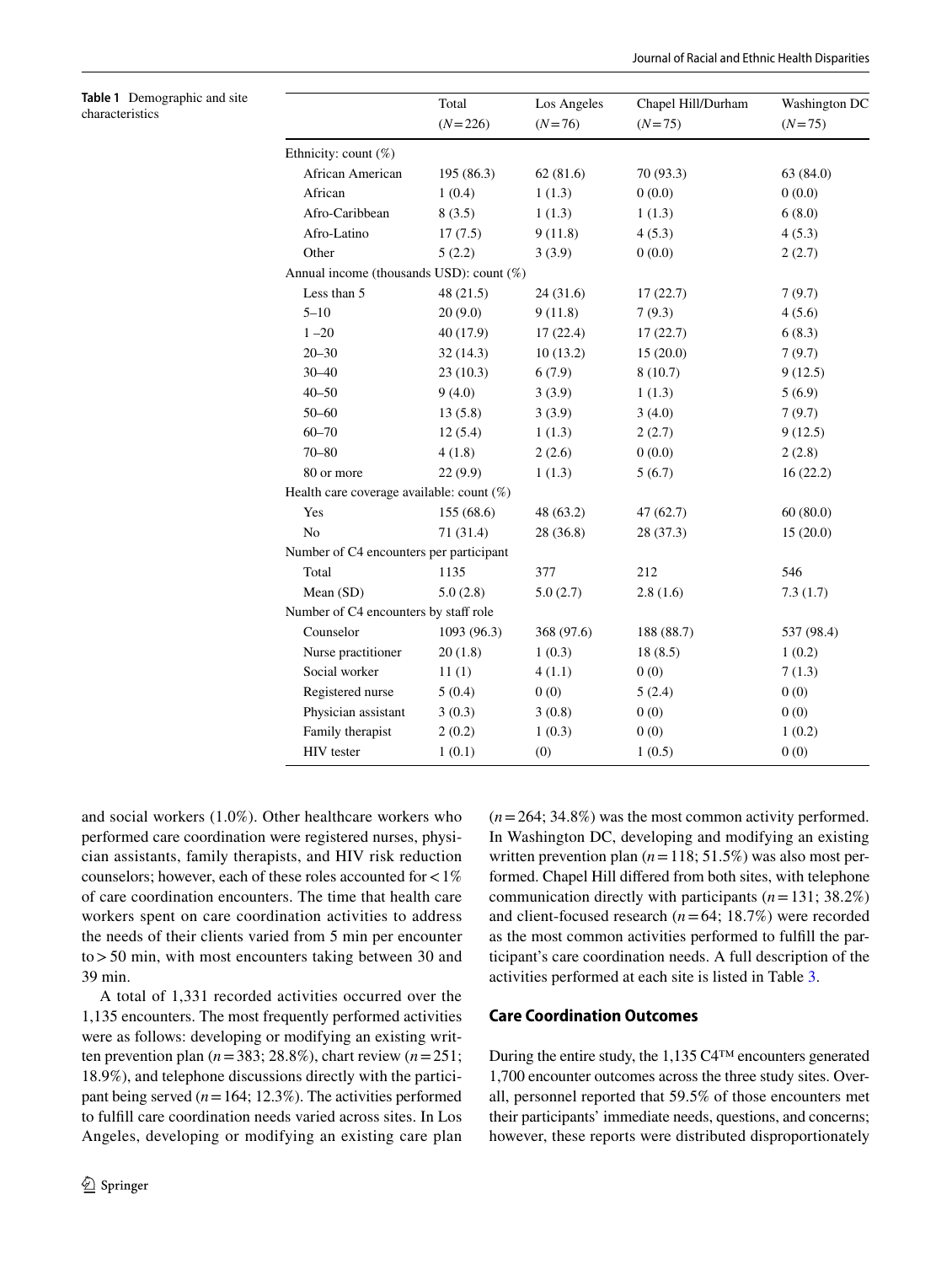**Table 1** Demographic and site characteristics

| | Total ($N=226$) | Los Angeles ($N=76$) | Chapel Hill/Durham ($N=75$) | Washington DC ($N=75$) |
|---|---|---|---|---|
| Ethnicity: count (%) | | | | |
| African American | 195 (86.3) | 62 (81.6) | 70 (93.3) | 63 (84.0) |
| African | 1 (0.4) | 1 (1.3) | 0 (0.0) | 0 (0.0) |
| Afro-Caribbean | 8 (3.5) | 1 (1.3) | 1 (1.3) | 6 (8.0) |
| Afro-Latino | 17 (7.5) | 9 (11.8) | 4 (5.3) | 4 (5.3) |
| Other | 5 (2.2) | 3 (3.9) | 0 (0.0) | 2 (2.7) |
| Annual income (thousands USD): count (%) | | | | |
| Less than 5 | 48 (21.5) | 24 (31.6) | 17 (22.7) | 7 (9.7) |
| 5–10 | 20 (9.0) | 9 (11.8) | 7 (9.3) | 4 (5.6) |
| 1 –20 | 40 (17.9) | 17 (22.4) | 17 (22.7) | 6 (8.3) |
| 20–30 | 32 (14.3) | 10 (13.2) | 15 (20.0) | 7 (9.7) |
| 30–40 | 23 (10.3) | 6 (7.9) | 8 (10.7) | 9 (12.5) |
| 40–50 | 9 (4.0) | 3 (3.9) | 1 (1.3) | 5 (6.9) |
| 50–60 | 13 (5.8) | 3 (3.9) | 3 (4.0) | 7 (9.7) |
| 60–70 | 12 (5.4) | 1 (1.3) | 2 (2.7) | 9 (12.5) |
| 70–80 | 4 (1.8) | 2 (2.6) | 0 (0.0) | 2 (2.8) |
| 80 or more | 22 (9.9) | 1 (1.3) | 5 (6.7) | 16 (22.2) |
| Health care coverage available: count (%) | | | | |
| Yes | 155 (68.6) | 48 (63.2) | 47 (62.7) | 60 (80.0) |
| No | 71 (31.4) | 28 (36.8) | 28 (37.3) | 15 (20.0) |
| Number of C4 encounters per participant | | | | |
| Total | 1135 | 377 | 212 | 546 |
| Mean (SD) | 5.0 (2.8) | 5.0 (2.7) | 2.8 (1.6) | 7.3 (1.7) |
| Number of C4 encounters by staff role | | | | |
| Counselor | 1093 (96.3) | 368 (97.6) | 188 (88.7) | 537 (98.4) |
| Nurse practitioner | 20 (1.8) | 1 (0.3) | 18 (8.5) | 1 (0.2) |
| Social worker | 11 (1) | 4 (1.1) | 0 (0) | 7 (1.3) |
| Registered nurse | 5 (0.4) | 0 (0) | 5 (2.4) | 0 (0) |
| Physician assistant | 3 (0.3) | 3 (0.8) | 0 (0) | 0 (0) |
| Family therapist | 2 (0.2) | 1 (0.3) | 0 (0) | 1 (0.2) |
| HIV tester | 1 (0.1) | (0) | 1 (0.5) | 0 (0) |

and social workers (1.0%). Other healthcare workers who performed care coordination were registered nurses, physician assistants, family therapists, and HIV risk reduction counselors; however, each of these roles accounted for < 1% of care coordination encounters. The time that health care workers spent on care coordination activities to address the needs of their clients varied from 5 min per encounter to > 50 min, with most encounters taking between 30 and 39 min.

A total of 1,331 recorded activities occurred over the 1,135 encounters. The most frequently performed activities were as follows: developing or modifying an existing written prevention plan ($n=383$; 28.8%), chart review ($n=251$; 18.9%), and telephone discussions directly with the participant being served ($n=164$; 12.3%). The activities performed to fulfill care coordination needs varied across sites. In Los Angeles, developing or modifying an existing care plan ($n=264$; 34.8%) was the most common activity performed. In Washington DC, developing and modifying an existing written prevention plan ($n=118$; 51.5%) was also most performed. Chapel Hill differed from both sites, with telephone communication directly with participants ($n=131$; 38.2%) and client-focused research ($n=64$; 18.7%) were recorded as the most common activities performed to fulfill the participant's care coordination needs. A full description of the activities performed at each site is listed in Table 3.

## Care Coordination Outcomes

During the entire study, the 1,135 C4™ encounters generated 1,700 encounter outcomes across the three study sites. Overall, personnel reported that 59.5% of those encounters met their participants' immediate needs, questions, and concerns; however, these reports were distributed disproportionately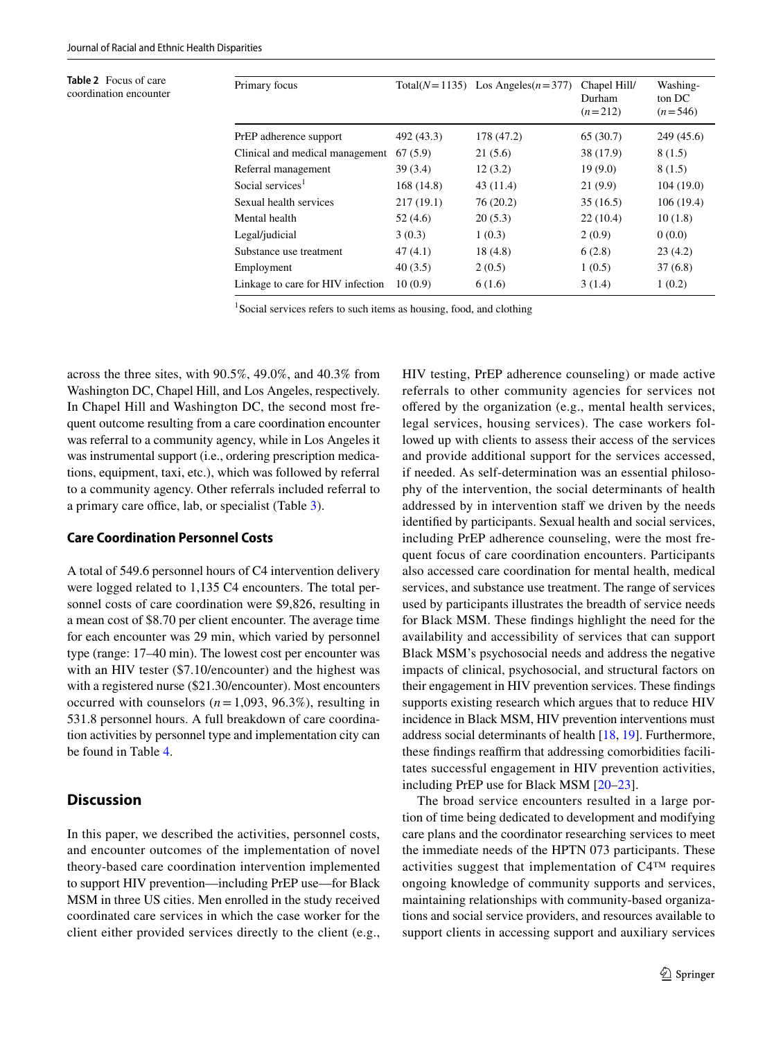**Table 2** Focus of care coordination encounter

| Primary focus | Total($N=1135$) | Los Angeles($n=377$) | Chapel Hill/ Durham ($n=212$) | Washington DC ($n=546$) |
|---|---|---|---|---|
| PrEP adherence support | 492 (43.3) | 178 (47.2) | 65 (30.7) | 249 (45.6) |
| Clinical and medical management | 67 (5.9) | 21 (5.6) | 38 (17.9) | 8 (1.5) |
| Referral management | 39 (3.4) | 12 (3.2) | 19 (9.0) | 8 (1.5) |
| Social services[1] | 168 (14.8) | 43 (11.4) | 21 (9.9) | 104 (19.0) |
| Sexual health services | 217 (19.1) | 76 (20.2) | 35 (16.5) | 106 (19.4) |
| Mental health | 52 (4.6) | 20 (5.3) | 22 (10.4) | 10 (1.8) |
| Legal/judicial | 3 (0.3) | 1 (0.3) | 2 (0.9) | 0 (0.0) |
| Substance use treatment | 47 (4.1) | 18 (4.8) | 6 (2.8) | 23 (4.2) |
| Employment | 40 (3.5) | 2 (0.5) | 1 (0.5) | 37 (6.8) |
| Linkage to care for HIV infection | 10 (0.9) | 6 (1.6) | 3 (1.4) | 1 (0.2) |

[1] Social services refers to such items as housing, food, and clothing

across the three sites, with 90.5%, 49.0%, and 40.3% from Washington DC, Chapel Hill, and Los Angeles, respectively. In Chapel Hill and Washington DC, the second most frequent outcome resulting from a care coordination encounter was referral to a community agency, while in Los Angeles it was instrumental support (i.e., ordering prescription medications, equipment, taxi, etc.), which was followed by referral to a community agency. Other referrals included referral to a primary care office, lab, or specialist (Table 3).

### Care Coordination Personnel Costs

A total of 549.6 personnel hours of C4 intervention delivery were logged related to 1,135 C4 encounters. The total personnel costs of care coordination were $9,826, resulting in a mean cost of $8.70 per client encounter. The average time for each encounter was 29 min, which varied by personnel type (range: 17–40 min). The lowest cost per encounter was with an HIV tester ($7.10/encounter) and the highest was with a registered nurse ($21.30/encounter). Most encounters occurred with counselors ($n=1{,}093$, 96.3%), resulting in 531.8 personnel hours. A full breakdown of care coordination activities by personnel type and implementation city can be found in Table 4.

## Discussion

In this paper, we described the activities, personnel costs, and encounter outcomes of the implementation of novel theory-based care coordination intervention implemented to support HIV prevention—including PrEP use—for Black MSM in three US cities. Men enrolled in the study received coordinated care services in which the case worker for the client either provided services directly to the client (e.g., HIV testing, PrEP adherence counseling) or made active referrals to other community agencies for services not offered by the organization (e.g., mental health services, legal services, housing services). The case workers followed up with clients to assess their access of the services and provide additional support for the services accessed, if needed. As self-determination was an essential philosophy of the intervention, the social determinants of health addressed by in intervention staff we driven by the needs identified by participants. Sexual health and social services, including PrEP adherence counseling, were the most frequent focus of care coordination encounters. Participants also accessed care coordination for mental health, medical services, and substance use treatment. The range of services used by participants illustrates the breadth of service needs for Black MSM. These findings highlight the need for the availability and accessibility of services that can support Black MSM's psychosocial needs and address the negative impacts of clinical, psychosocial, and structural factors on their engagement in HIV prevention services. These findings supports existing research which argues that to reduce HIV incidence in Black MSM, HIV prevention interventions must address social determinants of health [18, 19]. Furthermore, these findings reaffirm that addressing comorbidities facilitates successful engagement in HIV prevention activities, including PrEP use for Black MSM [20–23].

The broad service encounters resulted in a large portion of time being dedicated to development and modifying care plans and the coordinator researching services to meet the immediate needs of the HPTN 073 participants. These activities suggest that implementation of C4™ requires ongoing knowledge of community supports and services, maintaining relationships with community-based organizations and social service providers, and resources available to support clients in accessing support and auxiliary services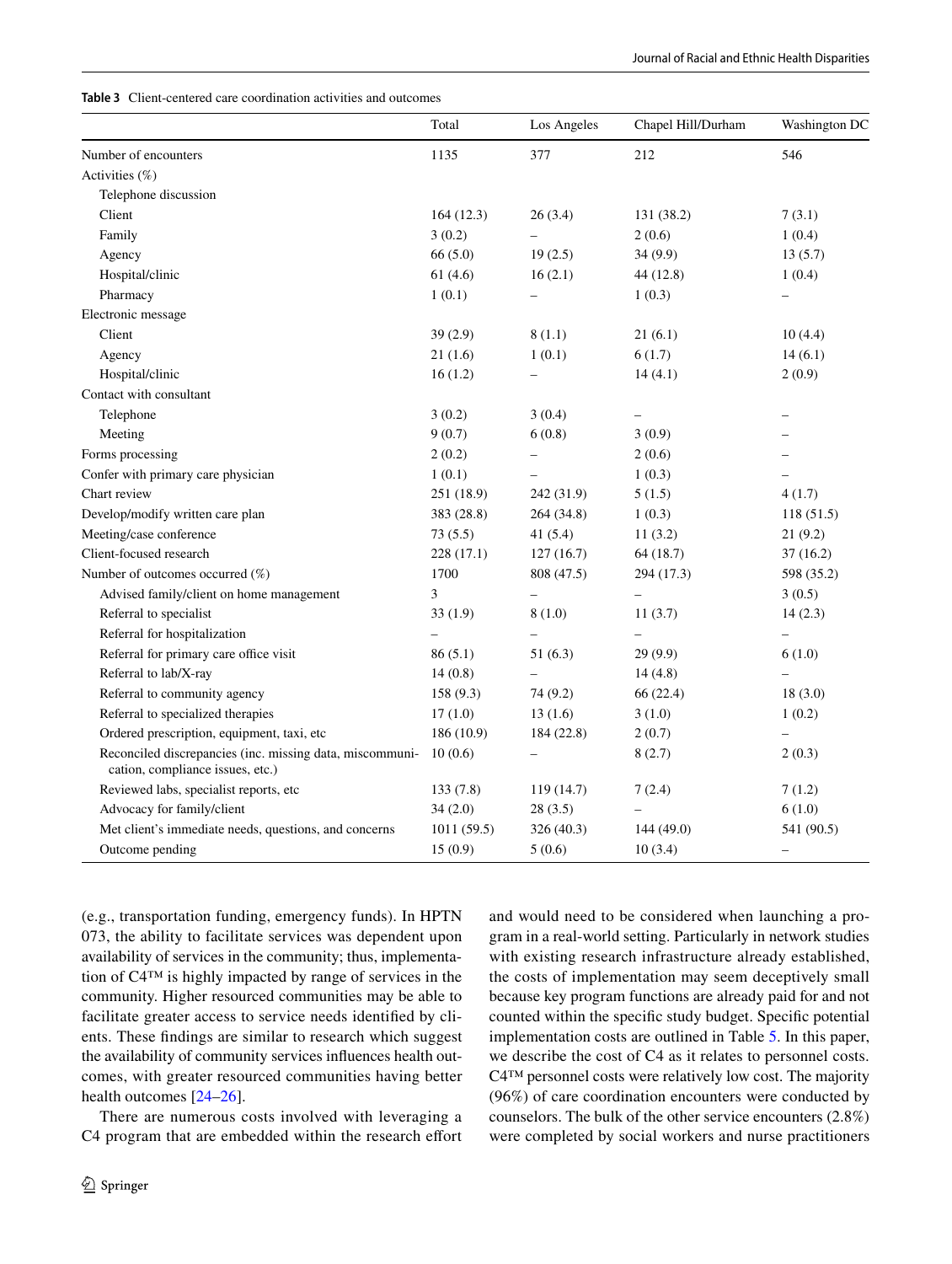**Table 3** Client-centered care coordination activities and outcomes

| | Total | Los Angeles | Chapel Hill/Durham | Washington DC |
|---|---|---|---|---|
| Number of encounters | 1135 | 377 | 212 | 546 |
| Activities (%) | | | | |
| Telephone discussion | | | | |
| Client | 164 (12.3) | 26 (3.4) | 131 (38.2) | 7 (3.1) |
| Family | 3 (0.2) | – | 2 (0.6) | 1 (0.4) |
| Agency | 66 (5.0) | 19 (2.5) | 34 (9.9) | 13 (5.7) |
| Hospital/clinic | 61 (4.6) | 16 (2.1) | 44 (12.8) | 1 (0.4) |
| Pharmacy | 1 (0.1) | – | 1 (0.3) | – |
| Electronic message | | | | |
| Client | 39 (2.9) | 8 (1.1) | 21 (6.1) | 10 (4.4) |
| Agency | 21 (1.6) | 1 (0.1) | 6 (1.7) | 14 (6.1) |
| Hospital/clinic | 16 (1.2) | – | 14 (4.1) | 2 (0.9) |
| Contact with consultant | | | | |
| Telephone | 3 (0.2) | 3 (0.4) | – | – |
| Meeting | 9 (0.7) | 6 (0.8) | 3 (0.9) | – |
| Forms processing | 2 (0.2) | – | 2 (0.6) | – |
| Confer with primary care physician | 1 (0.1) | – | 1 (0.3) | – |
| Chart review | 251 (18.9) | 242 (31.9) | 5 (1.5) | 4 (1.7) |
| Develop/modify written care plan | 383 (28.8) | 264 (34.8) | 1 (0.3) | 118 (51.5) |
| Meeting/case conference | 73 (5.5) | 41 (5.4) | 11 (3.2) | 21 (9.2) |
| Client-focused research | 228 (17.1) | 127 (16.7) | 64 (18.7) | 37 (16.2) |
| Number of outcomes occurred (%) | 1700 | 808 (47.5) | 294 (17.3) | 598 (35.2) |
| Advised family/client on home management | 3 | – | – | 3 (0.5) |
| Referral to specialist | 33 (1.9) | 8 (1.0) | 11 (3.7) | 14 (2.3) |
| Referral for hospitalization | – | – | – | – |
| Referral for primary care office visit | 86 (5.1) | 51 (6.3) | 29 (9.9) | 6 (1.0) |
| Referral to lab/X-ray | 14 (0.8) | – | 14 (4.8) | – |
| Referral to community agency | 158 (9.3) | 74 (9.2) | 66 (22.4) | 18 (3.0) |
| Referral to specialized therapies | 17 (1.0) | 13 (1.6) | 3 (1.0) | 1 (0.2) |
| Ordered prescription, equipment, taxi, etc | 186 (10.9) | 184 (22.8) | 2 (0.7) | – |
| Reconciled discrepancies (inc. missing data, miscommunication, compliance issues, etc.) | 10 (0.6) | – | 8 (2.7) | 2 (0.3) |
| Reviewed labs, specialist reports, etc | 133 (7.8) | 119 (14.7) | 7 (2.4) | 7 (1.2) |
| Advocacy for family/client | 34 (2.0) | 28 (3.5) | – | 6 (1.0) |
| Met client's immediate needs, questions, and concerns | 1011 (59.5) | 326 (40.3) | 144 (49.0) | 541 (90.5) |
| Outcome pending | 15 (0.9) | 5 (0.6) | 10 (3.4) | – |

(e.g., transportation funding, emergency funds). In HPTN 073, the ability to facilitate services was dependent upon availability of services in the community; thus, implementation of C4™ is highly impacted by range of services in the community. Higher resourced communities may be able to facilitate greater access to service needs identified by clients. These findings are similar to research which suggest the availability of community services influences health outcomes, with greater resourced communities having better health outcomes [24–26].

There are numerous costs involved with leveraging a C4 program that are embedded within the research effort and would need to be considered when launching a program in a real-world setting. Particularly in network studies with existing research infrastructure already established, the costs of implementation may seem deceptively small because key program functions are already paid for and not counted within the specific study budget. Specific potential implementation costs are outlined in Table 5. In this paper, we describe the cost of C4 as it relates to personnel costs. C4™ personnel costs were relatively low cost. The majority (96%) of care coordination encounters were conducted by counselors. The bulk of the other service encounters (2.8%) were completed by social workers and nurse practitioners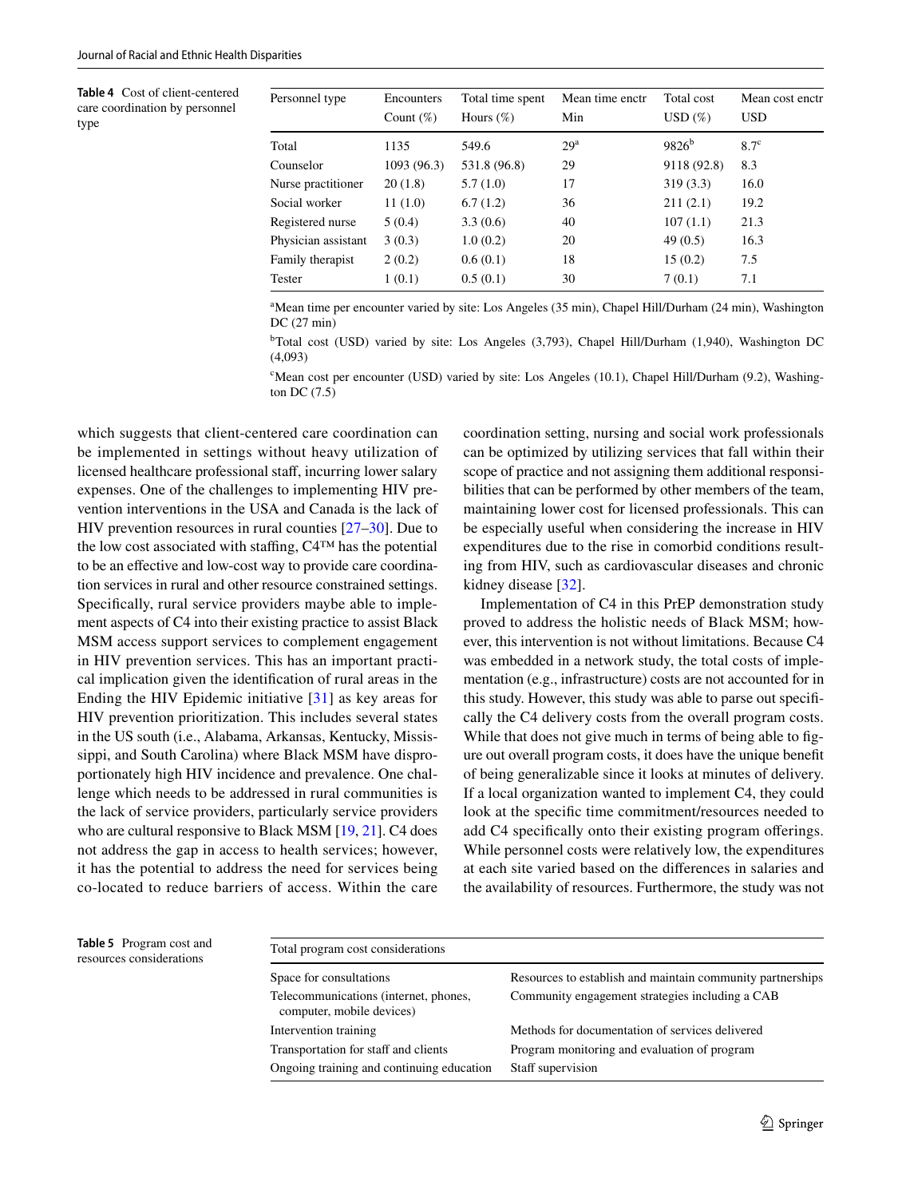**Table 4** Cost of client-centered care coordination by personnel type

| Personnel type | Encounters Count (%) | Total time spent Hours (%) | Mean time enctr Min | Total cost USD (%) | Mean cost enctr USD |
|---|---|---|---|---|---|
| Total | 1135 | 549.6 | 29[a] | 9826[b] | 8.7[c] |
| Counselor | 1093 (96.3) | 531.8 (96.8) | 29 | 9118 (92.8) | 8.3 |
| Nurse practitioner | 20 (1.8) | 5.7 (1.0) | 17 | 319 (3.3) | 16.0 |
| Social worker | 11 (1.0) | 6.7 (1.2) | 36 | 211 (2.1) | 19.2 |
| Registered nurse | 5 (0.4) | 3.3 (0.6) | 40 | 107 (1.1) | 21.3 |
| Physician assistant | 3 (0.3) | 1.0 (0.2) | 20 | 49 (0.5) | 16.3 |
| Family therapist | 2 (0.2) | 0.6 (0.1) | 18 | 15 (0.2) | 7.5 |
| Tester | 1 (0.1) | 0.5 (0.1) | 30 | 7 (0.1) | 7.1 |

[a]Mean time per encounter varied by site: Los Angeles (35 min), Chapel Hill/Durham (24 min), Washington DC (27 min)

[b]Total cost (USD) varied by site: Los Angeles (3,793), Chapel Hill/Durham (1,940), Washington DC (4,093)

[c]Mean cost per encounter (USD) varied by site: Los Angeles (10.1), Chapel Hill/Durham (9.2), Washington DC (7.5)

which suggests that client-centered care coordination can be implemented in settings without heavy utilization of licensed healthcare professional staff, incurring lower salary expenses. One of the challenges to implementing HIV prevention interventions in the USA and Canada is the lack of HIV prevention resources in rural counties [27–30]. Due to the low cost associated with staffing, C4™ has the potential to be an effective and low-cost way to provide care coordination services in rural and other resource constrained settings. Specifically, rural service providers maybe able to implement aspects of C4 into their existing practice to assist Black MSM access support services to complement engagement in HIV prevention services. This has an important practical implication given the identification of rural areas in the Ending the HIV Epidemic initiative [31] as key areas for HIV prevention prioritization. This includes several states in the US south (i.e., Alabama, Arkansas, Kentucky, Mississippi, and South Carolina) where Black MSM have disproportionately high HIV incidence and prevalence. One challenge which needs to be addressed in rural communities is the lack of service providers, particularly service providers who are cultural responsive to Black MSM [19, 21]. C4 does not address the gap in access to health services; however, it has the potential to address the need for services being co-located to reduce barriers of access. Within the care coordination setting, nursing and social work professionals can be optimized by utilizing services that fall within their scope of practice and not assigning them additional responsibilities that can be performed by other members of the team, maintaining lower cost for licensed professionals. This can be especially useful when considering the increase in HIV expenditures due to the rise in comorbid conditions resulting from HIV, such as cardiovascular diseases and chronic kidney disease [32].

Implementation of C4 in this PrEP demonstration study proved to address the holistic needs of Black MSM; however, this intervention is not without limitations. Because C4 was embedded in a network study, the total costs of implementation (e.g., infrastructure) costs are not accounted for in this study. However, this study was able to parse out specifically the C4 delivery costs from the overall program costs. While that does not give much in terms of being able to figure out overall program costs, it does have the unique benefit of being generalizable since it looks at minutes of delivery. If a local organization wanted to implement C4, they could look at the specific time commitment/resources needed to add C4 specifically onto their existing program offerings. While personnel costs were relatively low, the expenditures at each site varied based on the differences in salaries and the availability of resources. Furthermore, the study was not

**Table 5** Program cost and resources considerations

| Total program cost considerations | |
|---|---|
| Space for consultations | Resources to establish and maintain community partnerships |
| Telecommunications (internet, phones, computer, mobile devices) | Community engagement strategies including a CAB |
| Intervention training | Methods for documentation of services delivered |
| Transportation for staff and clients | Program monitoring and evaluation of program |
| Ongoing training and continuing education | Staff supervision |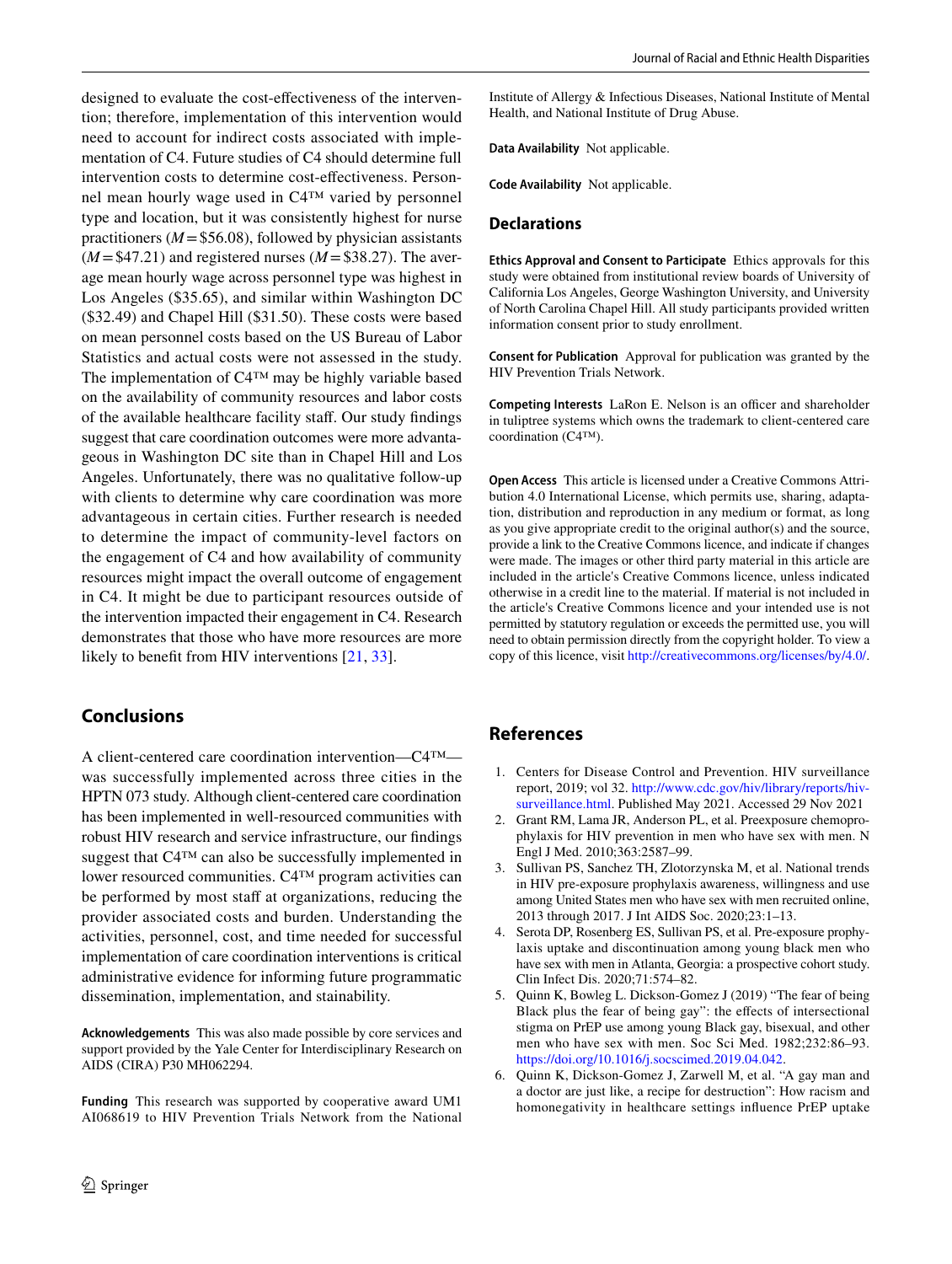designed to evaluate the cost-effectiveness of the intervention; therefore, implementation of this intervention would need to account for indirect costs associated with implementation of C4. Future studies of C4 should determine full intervention costs to determine cost-effectiveness. Personnel mean hourly wage used in C4™ varied by personnel type and location, but it was consistently highest for nurse practitioners ($M$ = $56.08), followed by physician assistants ($M$ = $47.21) and registered nurses ($M$ = $38.27). The average mean hourly wage across personnel type was highest in Los Angeles ($35.65), and similar within Washington DC ($32.49) and Chapel Hill ($31.50). These costs were based on mean personnel costs based on the US Bureau of Labor Statistics and actual costs were not assessed in the study. The implementation of C4™ may be highly variable based on the availability of community resources and labor costs of the available healthcare facility staff. Our study findings suggest that care coordination outcomes were more advantageous in Washington DC site than in Chapel Hill and Los Angeles. Unfortunately, there was no qualitative follow-up with clients to determine why care coordination was more advantageous in certain cities. Further research is needed to determine the impact of community-level factors on the engagement of C4 and how availability of community resources might impact the overall outcome of engagement in C4. It might be due to participant resources outside of the intervention impacted their engagement in C4. Research demonstrates that those who have more resources are more likely to benefit from HIV interventions [21, 33].

## Conclusions

A client-centered care coordination intervention—C4™—was successfully implemented across three cities in the HPTN 073 study. Although client-centered care coordination has been implemented in well-resourced communities with robust HIV research and service infrastructure, our findings suggest that C4™ can also be successfully implemented in lower resourced communities. C4™ program activities can be performed by most staff at organizations, reducing the provider associated costs and burden. Understanding the activities, personnel, cost, and time needed for successful implementation of care coordination interventions is critical administrative evidence for informing future programmatic dissemination, implementation, and stainability.

**Acknowledgements** This was also made possible by core services and support provided by the Yale Center for Interdisciplinary Research on AIDS (CIRA) P30 MH062294.

**Funding** This research was supported by cooperative award UM1 AI068619 to HIV Prevention Trials Network from the National Institute of Allergy & Infectious Diseases, National Institute of Mental Health, and National Institute of Drug Abuse.

**Data Availability** Not applicable.

**Code Availability** Not applicable.

## Declarations

**Ethics Approval and Consent to Participate** Ethics approvals for this study were obtained from institutional review boards of University of California Los Angeles, George Washington University, and University of North Carolina Chapel Hill. All study participants provided written information consent prior to study enrollment.

**Consent for Publication** Approval for publication was granted by the HIV Prevention Trials Network.

**Competing Interests** LaRon E. Nelson is an officer and shareholder in tuliptree systems which owns the trademark to client-centered care coordination (C4™).

**Open Access** This article is licensed under a Creative Commons Attribution 4.0 International License, which permits use, sharing, adaptation, distribution and reproduction in any medium or format, as long as you give appropriate credit to the original author(s) and the source, provide a link to the Creative Commons licence, and indicate if changes were made. The images or other third party material in this article are included in the article's Creative Commons licence, unless indicated otherwise in a credit line to the material. If material is not included in the article's Creative Commons licence and your intended use is not permitted by statutory regulation or exceeds the permitted use, you will need to obtain permission directly from the copyright holder. To view a copy of this licence, visit http://creativecommons.org/licenses/by/4.0/.

## References

1. Centers for Disease Control and Prevention. HIV surveillance report, 2019; vol 32. http://www.cdc.gov/hiv/library/reports/hiv-surveillance.html. Published May 2021. Accessed 29 Nov 2021
2. Grant RM, Lama JR, Anderson PL, et al. Preexposure chemoprophylaxis for HIV prevention in men who have sex with men. N Engl J Med. 2010;363:2587–99.
3. Sullivan PS, Sanchez TH, Zlotorzynska M, et al. National trends in HIV pre-exposure prophylaxis awareness, willingness and use among United States men who have sex with men recruited online, 2013 through 2017. J Int AIDS Soc. 2020;23:1–13.
4. Serota DP, Rosenberg ES, Sullivan PS, et al. Pre-exposure prophylaxis uptake and discontinuation among young black men who have sex with men in Atlanta, Georgia: a prospective cohort study. Clin Infect Dis. 2020;71:574–82.
5. Quinn K, Bowleg L. Dickson-Gomez J (2019) "The fear of being Black plus the fear of being gay": the effects of intersectional stigma on PrEP use among young Black gay, bisexual, and other men who have sex with men. Soc Sci Med. 1982;232:86–93. https://doi.org/10.1016/j.socscimed.2019.04.042.
6. Quinn K, Dickson-Gomez J, Zarwell M, et al. "A gay man and a doctor are just like, a recipe for destruction": How racism and homonegativity in healthcare settings influence PrEP uptake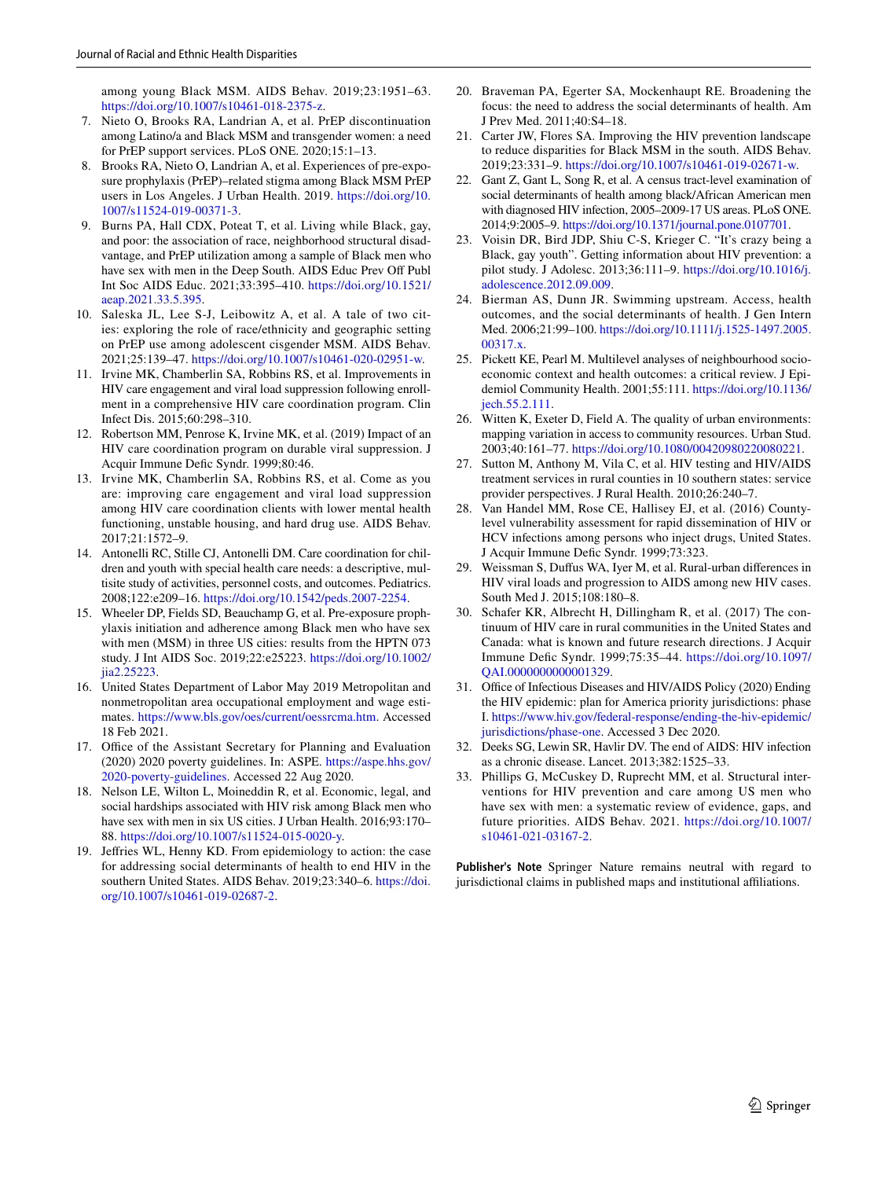among young Black MSM. AIDS Behav. 2019;23:1951–63. https://doi.org/10.1007/s10461-018-2375-z.

7. Nieto O, Brooks RA, Landrian A, et al. PrEP discontinuation among Latino/a and Black MSM and transgender women: a need for PrEP support services. PLoS ONE. 2020;15:1–13.
8. Brooks RA, Nieto O, Landrian A, et al. Experiences of pre-exposure prophylaxis (PrEP)–related stigma among Black MSM PrEP users in Los Angeles. J Urban Health. 2019. https://doi.org/10.1007/s11524-019-00371-3.
9. Burns PA, Hall CDX, Poteat T, et al. Living while Black, gay, and poor: the association of race, neighborhood structural disadvantage, and PrEP utilization among a sample of Black men who have sex with men in the Deep South. AIDS Educ Prev Off Publ Int Soc AIDS Educ. 2021;33:395–410. https://doi.org/10.1521/aeap.2021.33.5.395.
10. Saleska JL, Lee S-J, Leibowitz A, et al. A tale of two cities: exploring the role of race/ethnicity and geographic setting on PrEP use among adolescent cisgender MSM. AIDS Behav. 2021;25:139–47. https://doi.org/10.1007/s10461-020-02951-w.
11. Irvine MK, Chamberlin SA, Robbins RS, et al. Improvements in HIV care engagement and viral load suppression following enrollment in a comprehensive HIV care coordination program. Clin Infect Dis. 2015;60:298–310.
12. Robertson MM, Penrose K, Irvine MK, et al. (2019) Impact of an HIV care coordination program on durable viral suppression. J Acquir Immune Defic Syndr. 1999;80:46.
13. Irvine MK, Chamberlin SA, Robbins RS, et al. Come as you are: improving care engagement and viral load suppression among HIV care coordination clients with lower mental health functioning, unstable housing, and hard drug use. AIDS Behav. 2017;21:1572–9.
14. Antonelli RC, Stille CJ, Antonelli DM. Care coordination for children and youth with special health care needs: a descriptive, multisite study of activities, personnel costs, and outcomes. Pediatrics. 2008;122:e209–16. https://doi.org/10.1542/peds.2007-2254.
15. Wheeler DP, Fields SD, Beauchamp G, et al. Pre-exposure prophylaxis initiation and adherence among Black men who have sex with men (MSM) in three US cities: results from the HPTN 073 study. J Int AIDS Soc. 2019;22:e25223. https://doi.org/10.1002/jia2.25223.
16. United States Department of Labor May 2019 Metropolitan and nonmetropolitan area occupational employment and wage estimates. https://www.bls.gov/oes/current/oessrcma.htm. Accessed 18 Feb 2021.
17. Office of the Assistant Secretary for Planning and Evaluation (2020) 2020 poverty guidelines. In: ASPE. https://aspe.hhs.gov/2020-poverty-guidelines. Accessed 22 Aug 2020.
18. Nelson LE, Wilton L, Moineddin R, et al. Economic, legal, and social hardships associated with HIV risk among Black men who have sex with men in six US cities. J Urban Health. 2016;93:170–88. https://doi.org/10.1007/s11524-015-0020-y.
19. Jeffries WL, Henny KD. From epidemiology to action: the case for addressing social determinants of health to end HIV in the southern United States. AIDS Behav. 2019;23:340–6. https://doi.org/10.1007/s10461-019-02687-2.
20. Braveman PA, Egerter SA, Mockenhaupt RE. Broadening the focus: the need to address the social determinants of health. Am J Prev Med. 2011;40:S4–18.
21. Carter JW, Flores SA. Improving the HIV prevention landscape to reduce disparities for Black MSM in the south. AIDS Behav. 2019;23:331–9. https://doi.org/10.1007/s10461-019-02671-w.
22. Gant Z, Gant L, Song R, et al. A census tract-level examination of social determinants of health among black/African American men with diagnosed HIV infection, 2005–2009-17 US areas. PLoS ONE. 2014;9:2005–9. https://doi.org/10.1371/journal.pone.0107701.
23. Voisin DR, Bird JDP, Shiu C-S, Krieger C. "It's crazy being a Black, gay youth". Getting information about HIV prevention: a pilot study. J Adolesc. 2013;36:111–9. https://doi.org/10.1016/j.adolescence.2012.09.009.
24. Bierman AS, Dunn JR. Swimming upstream. Access, health outcomes, and the social determinants of health. J Gen Intern Med. 2006;21:99–100. https://doi.org/10.1111/j.1525-1497.2005.00317.x.
25. Pickett KE, Pearl M. Multilevel analyses of neighbourhood socioeconomic context and health outcomes: a critical review. J Epidemiol Community Health. 2001;55:111. https://doi.org/10.1136/jech.55.2.111.
26. Witten K, Exeter D, Field A. The quality of urban environments: mapping variation in access to community resources. Urban Stud. 2003;40:161–77. https://doi.org/10.1080/00420980220080221.
27. Sutton M, Anthony M, Vila C, et al. HIV testing and HIV/AIDS treatment services in rural counties in 10 southern states: service provider perspectives. J Rural Health. 2010;26:240–7.
28. Van Handel MM, Rose CE, Hallisey EJ, et al. (2016) County-level vulnerability assessment for rapid dissemination of HIV or HCV infections among persons who inject drugs, United States. J Acquir Immune Defic Syndr. 1999;73:323.
29. Weissman S, Duffus WA, Iyer M, et al. Rural-urban differences in HIV viral loads and progression to AIDS among new HIV cases. South Med J. 2015;108:180–8.
30. Schafer KR, Albrecht H, Dillingham R, et al. (2017) The continuum of HIV care in rural communities in the United States and Canada: what is known and future research directions. J Acquir Immune Defic Syndr. 1999;75:35–44. https://doi.org/10.1097/QAI.0000000000001329.
31. Office of Infectious Diseases and HIV/AIDS Policy (2020) Ending the HIV epidemic: plan for America priority jurisdictions: phase I. https://www.hiv.gov/federal-response/ending-the-hiv-epidemic/jurisdictions/phase-one. Accessed 3 Dec 2020.
32. Deeks SG, Lewin SR, Havlir DV. The end of AIDS: HIV infection as a chronic disease. Lancet. 2013;382:1525–33.
33. Phillips G, McCuskey D, Ruprecht MM, et al. Structural interventions for HIV prevention and care among US men who have sex with men: a systematic review of evidence, gaps, and future priorities. AIDS Behav. 2021. https://doi.org/10.1007/s10461-021-03167-2.

**Publisher's Note** Springer Nature remains neutral with regard to jurisdictional claims in published maps and institutional affiliations.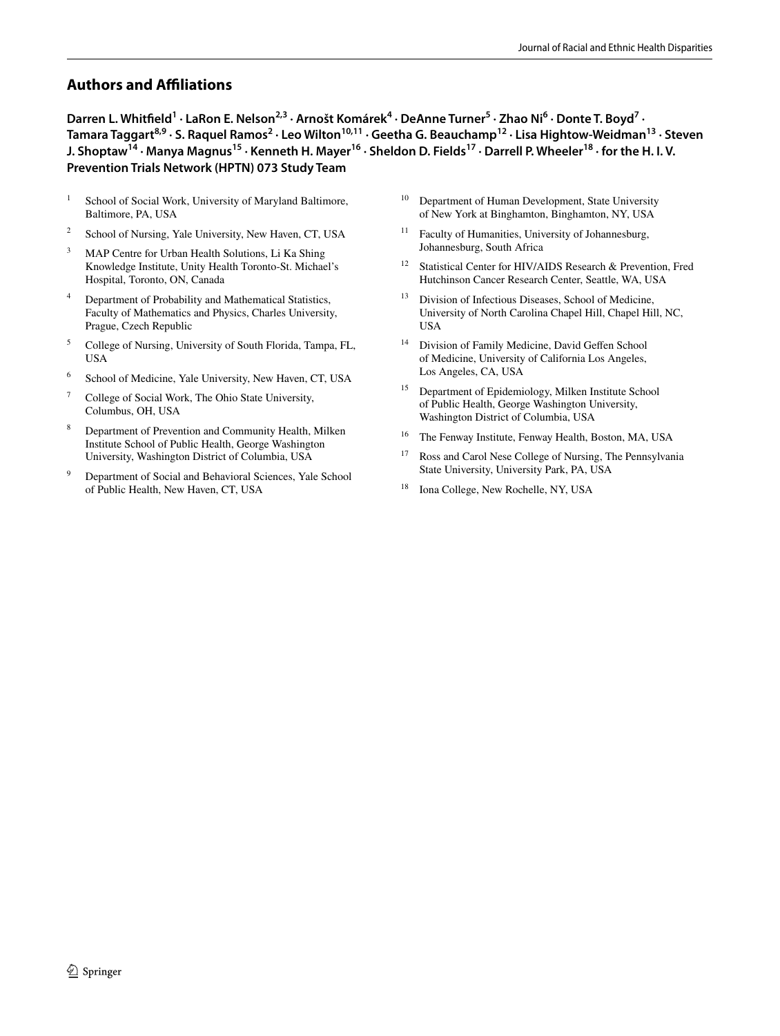## Authors and Affiliations

**Darren L. Whitfield[1] · LaRon E. Nelson[2,3] · Arnošt Komárek[4] · DeAnne Turner[5] · Zhao Ni[6] · Donte T. Boyd[7] · Tamara Taggart[8,9] · S. Raquel Ramos[2] · Leo Wilton[10,11] · Geetha G. Beauchamp[12] · Lisa Hightow-Weidman[13] · Steven J. Shoptaw[14] · Manya Magnus[15] · Kenneth H. Mayer[16] · Sheldon D. Fields[17] · Darrell P. Wheeler[18] · for the H. I. V. Prevention Trials Network (HPTN) 073 Study Team**

[1] School of Social Work, University of Maryland Baltimore, Baltimore, PA, USA

[2] School of Nursing, Yale University, New Haven, CT, USA

[3] MAP Centre for Urban Health Solutions, Li Ka Shing Knowledge Institute, Unity Health Toronto-St. Michael's Hospital, Toronto, ON, Canada

[4] Department of Probability and Mathematical Statistics, Faculty of Mathematics and Physics, Charles University, Prague, Czech Republic

[5] College of Nursing, University of South Florida, Tampa, FL, USA

[6] School of Medicine, Yale University, New Haven, CT, USA

[7] College of Social Work, The Ohio State University, Columbus, OH, USA

[8] Department of Prevention and Community Health, Milken Institute School of Public Health, George Washington University, Washington District of Columbia, USA

[9] Department of Social and Behavioral Sciences, Yale School of Public Health, New Haven, CT, USA

[10] Department of Human Development, State University of New York at Binghamton, Binghamton, NY, USA

[11] Faculty of Humanities, University of Johannesburg, Johannesburg, South Africa

[12] Statistical Center for HIV/AIDS Research & Prevention, Fred Hutchinson Cancer Research Center, Seattle, WA, USA

[13] Division of Infectious Diseases, School of Medicine, University of North Carolina Chapel Hill, Chapel Hill, NC, USA

[14] Division of Family Medicine, David Geffen School of Medicine, University of California Los Angeles, Los Angeles, CA, USA

[15] Department of Epidemiology, Milken Institute School of Public Health, George Washington University, Washington District of Columbia, USA

[16] The Fenway Institute, Fenway Health, Boston, MA, USA

[17] Ross and Carol Nese College of Nursing, The Pennsylvania State University, University Park, PA, USA

[18] Iona College, New Rochelle, NY, USA